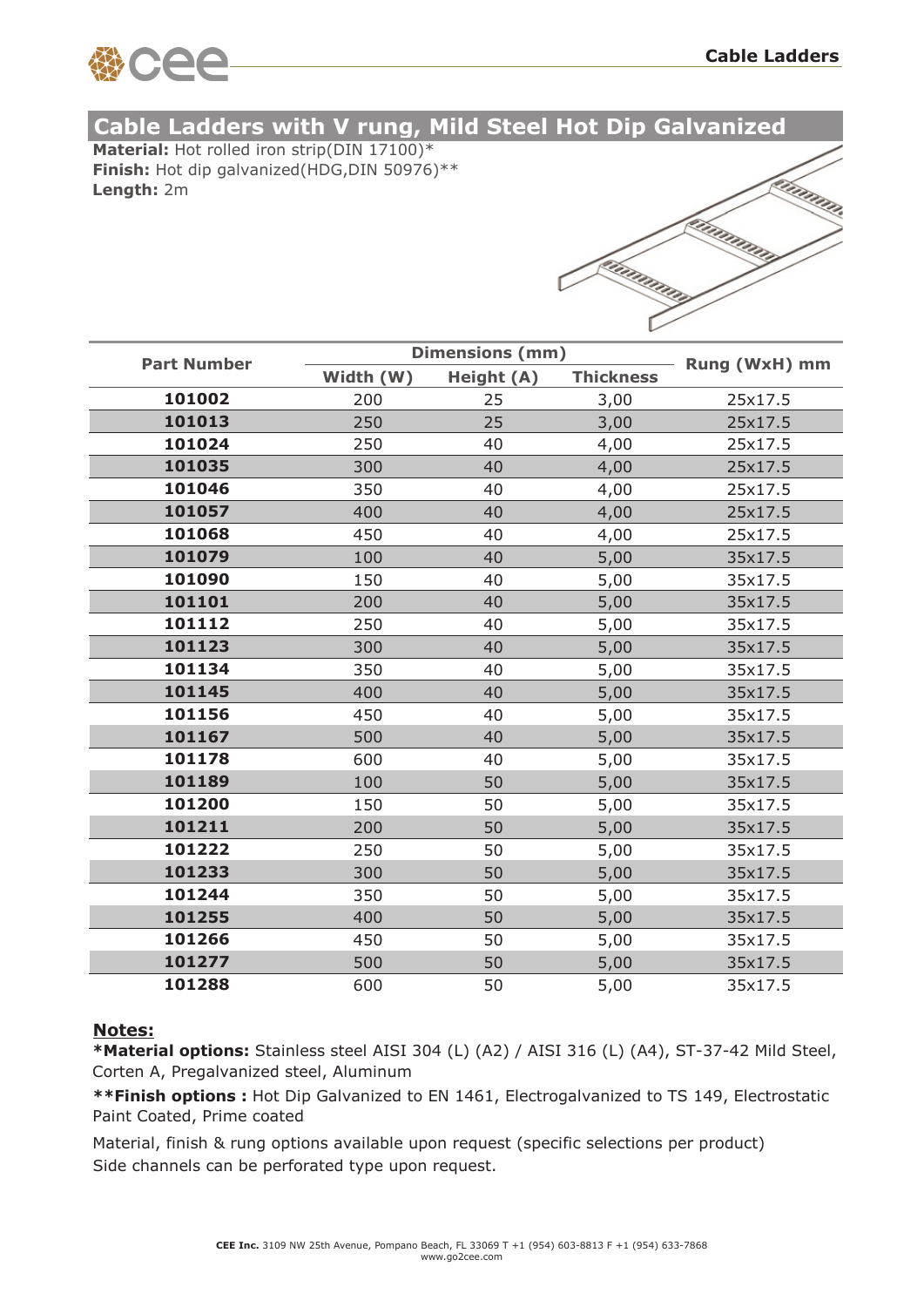# Cable Ladders with V rung, Mild Steel Hot Dip Galvanized

**Material:** Hot rolled iron strip(DIN 17100)*
**Finish:** Hot dip galvanized(HDG,DIN 50976)**
**Length:** 2m

| Part Number | Dimensions (mm) | | | Rung (WxH) mm |
|---|---|---|---|---|
| | Width (W) | Height (A) | Thickness | |
| **101002** | 200 | 25 | 3,00 | 25x17.5 |
| **101013** | 250 | 25 | 3,00 | 25x17.5 |
| **101024** | 250 | 40 | 4,00 | 25x17.5 |
| **101035** | 300 | 40 | 4,00 | 25x17.5 |
| **101046** | 350 | 40 | 4,00 | 25x17.5 |
| **101057** | 400 | 40 | 4,00 | 25x17.5 |
| **101068** | 450 | 40 | 4,00 | 25x17.5 |
| **101079** | 100 | 40 | 5,00 | 35x17.5 |
| **101090** | 150 | 40 | 5,00 | 35x17.5 |
| **101101** | 200 | 40 | 5,00 | 35x17.5 |
| **101112** | 250 | 40 | 5,00 | 35x17.5 |
| **101123** | 300 | 40 | 5,00 | 35x17.5 |
| **101134** | 350 | 40 | 5,00 | 35x17.5 |
| **101145** | 400 | 40 | 5,00 | 35x17.5 |
| **101156** | 450 | 40 | 5,00 | 35x17.5 |
| **101167** | 500 | 40 | 5,00 | 35x17.5 |
| **101178** | 600 | 40 | 5,00 | 35x17.5 |
| **101189** | 100 | 50 | 5,00 | 35x17.5 |
| **101200** | 150 | 50 | 5,00 | 35x17.5 |
| **101211** | 200 | 50 | 5,00 | 35x17.5 |
| **101222** | 250 | 50 | 5,00 | 35x17.5 |
| **101233** | 300 | 50 | 5,00 | 35x17.5 |
| **101244** | 350 | 50 | 5,00 | 35x17.5 |
| **101255** | 400 | 50 | 5,00 | 35x17.5 |
| **101266** | 450 | 50 | 5,00 | 35x17.5 |
| **101277** | 500 | 50 | 5,00 | 35x17.5 |
| **101288** | 600 | 50 | 5,00 | 35x17.5 |

**Notes:**

***Material options:** Stainless steel AISI 304 (L) (A2) / AISI 316 (L) (A4), ST-37-42 Mild Steel, Corten A, Pregalvanized steel, Aluminum

****Finish options :** Hot Dip Galvanized to EN 1461, Electrogalvanized to TS 149, Electrostatic Paint Coated, Prime coated

Material, finish & rung options available upon request (specific selections per product)
Side channels can be perforated type upon request.

**CEE Inc.** 3109 NW 25th Avenue, Pompano Beach, FL 33069 T +1 (954) 603-8813 F +1 (954) 633-7868
www.go2cee.com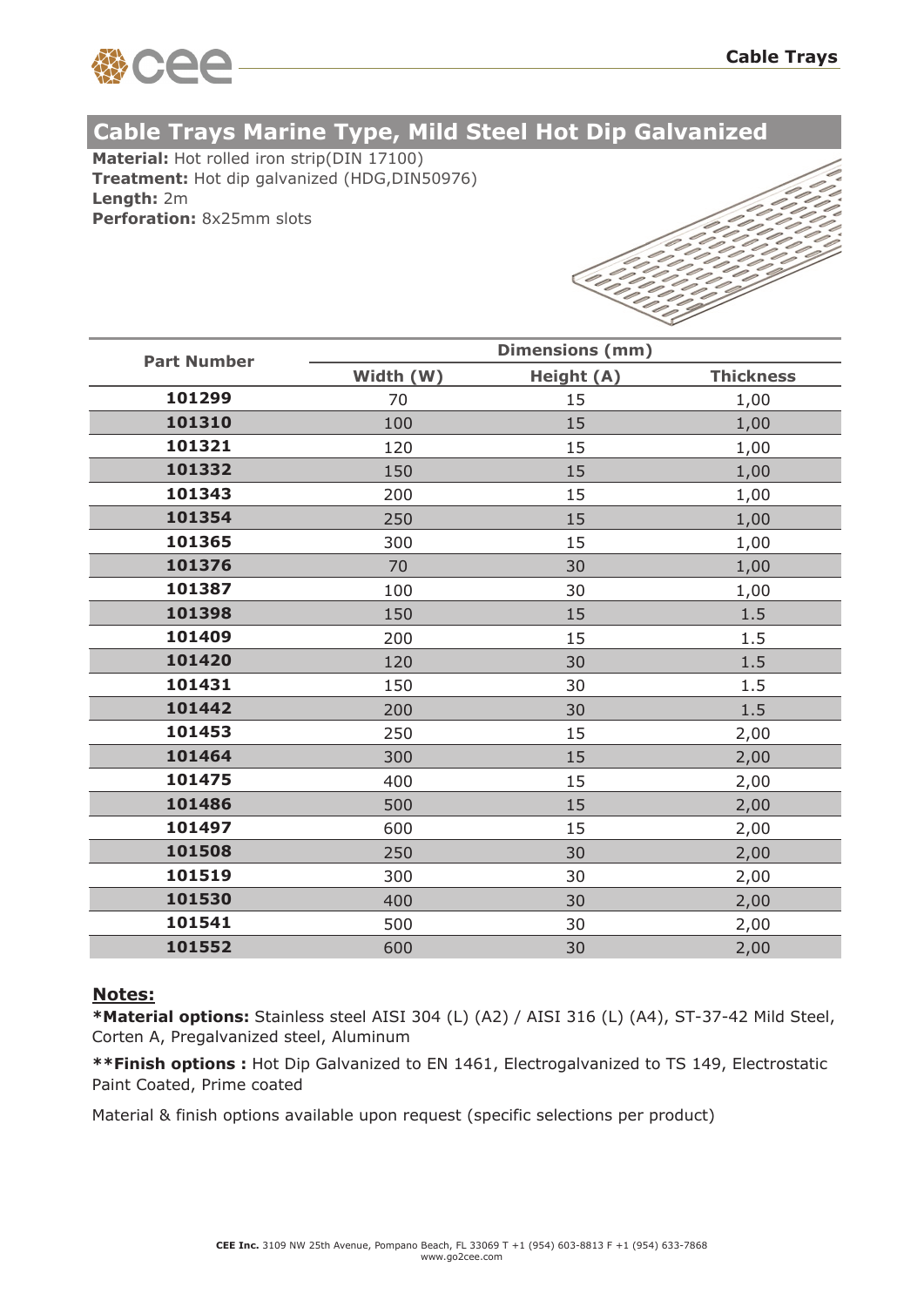## Cable Trays Marine Type, Mild Steel Hot Dip Galvanized

**Material:** Hot rolled iron strip(DIN 17100)
**Treatment:** Hot dip galvanized (HDG,DIN50976)
**Length:** 2m
**Perforation:** 8x25mm slots

| Part Number | Dimensions (mm) | | |
|---|---|---|---|
| | Width (W) | Height (A) | Thickness |
| **101299** | 70 | 15 | 1,00 |
| **101310** | 100 | 15 | 1,00 |
| **101321** | 120 | 15 | 1,00 |
| **101332** | 150 | 15 | 1,00 |
| **101343** | 200 | 15 | 1,00 |
| **101354** | 250 | 15 | 1,00 |
| **101365** | 300 | 15 | 1,00 |
| **101376** | 70 | 30 | 1,00 |
| **101387** | 100 | 30 | 1,00 |
| **101398** | 150 | 15 | 1.5 |
| **101409** | 200 | 15 | 1.5 |
| **101420** | 120 | 30 | 1.5 |
| **101431** | 150 | 30 | 1.5 |
| **101442** | 200 | 30 | 1.5 |
| **101453** | 250 | 15 | 2,00 |
| **101464** | 300 | 15 | 2,00 |
| **101475** | 400 | 15 | 2,00 |
| **101486** | 500 | 15 | 2,00 |
| **101497** | 600 | 15 | 2,00 |
| **101508** | 250 | 30 | 2,00 |
| **101519** | 300 | 30 | 2,00 |
| **101530** | 400 | 30 | 2,00 |
| **101541** | 500 | 30 | 2,00 |
| **101552** | 600 | 30 | 2,00 |

### Notes:

***Material options:** Stainless steel AISI 304 (L) (A2) / AISI 316 (L) (A4), ST-37-42 Mild Steel, Corten A, Pregalvanized steel, Aluminum

****Finish options :** Hot Dip Galvanized to EN 1461, Electrogalvanized to TS 149, Electrostatic Paint Coated, Prime coated

Material & finish options available upon request (specific selections per product)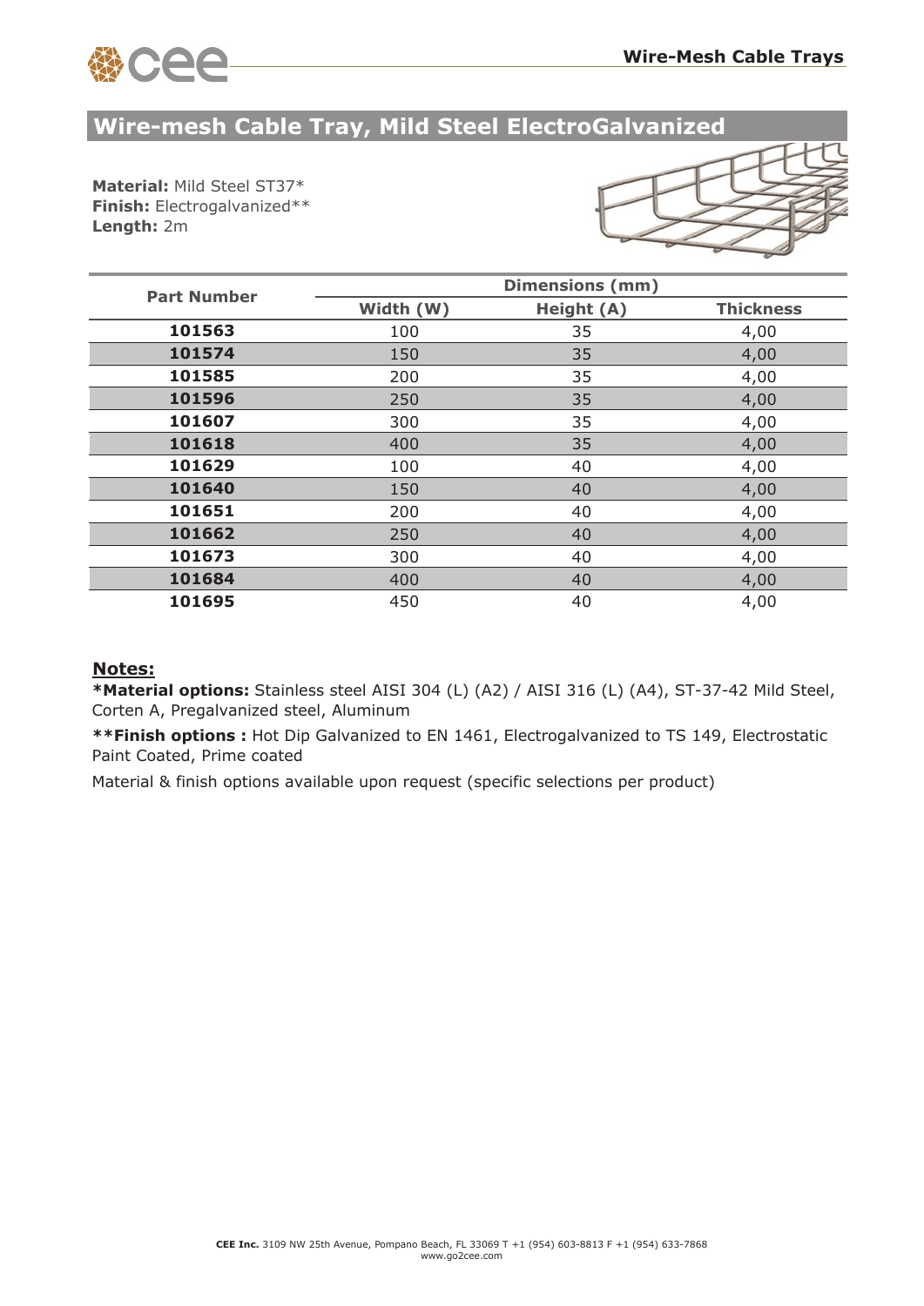# Wire-mesh Cable Tray, Mild Steel ElectroGalvanized

**Material:** Mild Steel ST37*
**Finish:** Electrogalvanized**
**Length:** 2m

| Part Number | Dimensions (mm) | | |
|---|---|---|---|
| | Width (W) | Height (A) | Thickness |
| **101563** | 100 | 35 | 4,00 |
| **101574** | 150 | 35 | 4,00 |
| **101585** | 200 | 35 | 4,00 |
| **101596** | 250 | 35 | 4,00 |
| **101607** | 300 | 35 | 4,00 |
| **101618** | 400 | 35 | 4,00 |
| **101629** | 100 | 40 | 4,00 |
| **101640** | 150 | 40 | 4,00 |
| **101651** | 200 | 40 | 4,00 |
| **101662** | 250 | 40 | 4,00 |
| **101673** | 300 | 40 | 4,00 |
| **101684** | 400 | 40 | 4,00 |
| **101695** | 450 | 40 | 4,00 |

**Notes:**

***Material options:** Stainless steel AISI 304 (L) (A2) / AISI 316 (L) (A4), ST-37-42 Mild Steel, Corten A, Pregalvanized steel, Aluminum

****Finish options :** Hot Dip Galvanized to EN 1461, Electrogalvanized to TS 149, Electrostatic Paint Coated, Prime coated

Material & finish options available upon request (specific selections per product)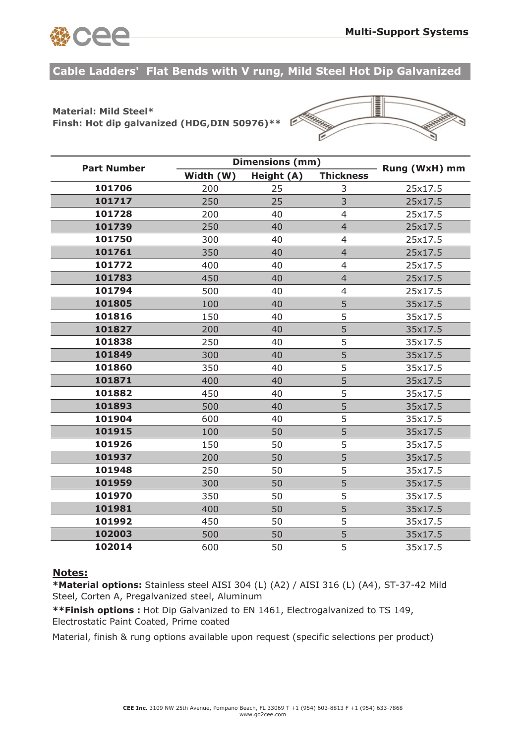## Cable Ladders' Flat Bends with V rung, Mild Steel Hot Dip Galvanized

**Material: Mild Steel***
**Finsh: Hot dip galvanized (HDG,DIN 50976)****

| Part Number | Dimensions (mm) | | | Rung (WxH) mm |
|---|---|---|---|---|
| | Width (W) | Height (A) | Thickness | |
| **101706** | 200 | 25 | 3 | 25x17.5 |
| **101717** | 250 | 25 | 3 | 25x17.5 |
| **101728** | 200 | 40 | 4 | 25x17.5 |
| **101739** | 250 | 40 | 4 | 25x17.5 |
| **101750** | 300 | 40 | 4 | 25x17.5 |
| **101761** | 350 | 40 | 4 | 25x17.5 |
| **101772** | 400 | 40 | 4 | 25x17.5 |
| **101783** | 450 | 40 | 4 | 25x17.5 |
| **101794** | 500 | 40 | 4 | 25x17.5 |
| **101805** | 100 | 40 | 5 | 35x17.5 |
| **101816** | 150 | 40 | 5 | 35x17.5 |
| **101827** | 200 | 40 | 5 | 35x17.5 |
| **101838** | 250 | 40 | 5 | 35x17.5 |
| **101849** | 300 | 40 | 5 | 35x17.5 |
| **101860** | 350 | 40 | 5 | 35x17.5 |
| **101871** | 400 | 40 | 5 | 35x17.5 |
| **101882** | 450 | 40 | 5 | 35x17.5 |
| **101893** | 500 | 40 | 5 | 35x17.5 |
| **101904** | 600 | 40 | 5 | 35x17.5 |
| **101915** | 100 | 50 | 5 | 35x17.5 |
| **101926** | 150 | 50 | 5 | 35x17.5 |
| **101937** | 200 | 50 | 5 | 35x17.5 |
| **101948** | 250 | 50 | 5 | 35x17.5 |
| **101959** | 300 | 50 | 5 | 35x17.5 |
| **101970** | 350 | 50 | 5 | 35x17.5 |
| **101981** | 400 | 50 | 5 | 35x17.5 |
| **101992** | 450 | 50 | 5 | 35x17.5 |
| **102003** | 500 | 50 | 5 | 35x17.5 |
| **102014** | 600 | 50 | 5 | 35x17.5 |

**Notes:**

***Material options:** Stainless steel AISI 304 (L) (A2) / AISI 316 (L) (A4), ST-37-42 Mild Steel, Corten A, Pregalvanized steel, Aluminum

****Finish options :** Hot Dip Galvanized to EN 1461, Electrogalvanized to TS 149, Electrostatic Paint Coated, Prime coated

Material, finish & rung options available upon request (specific selections per product)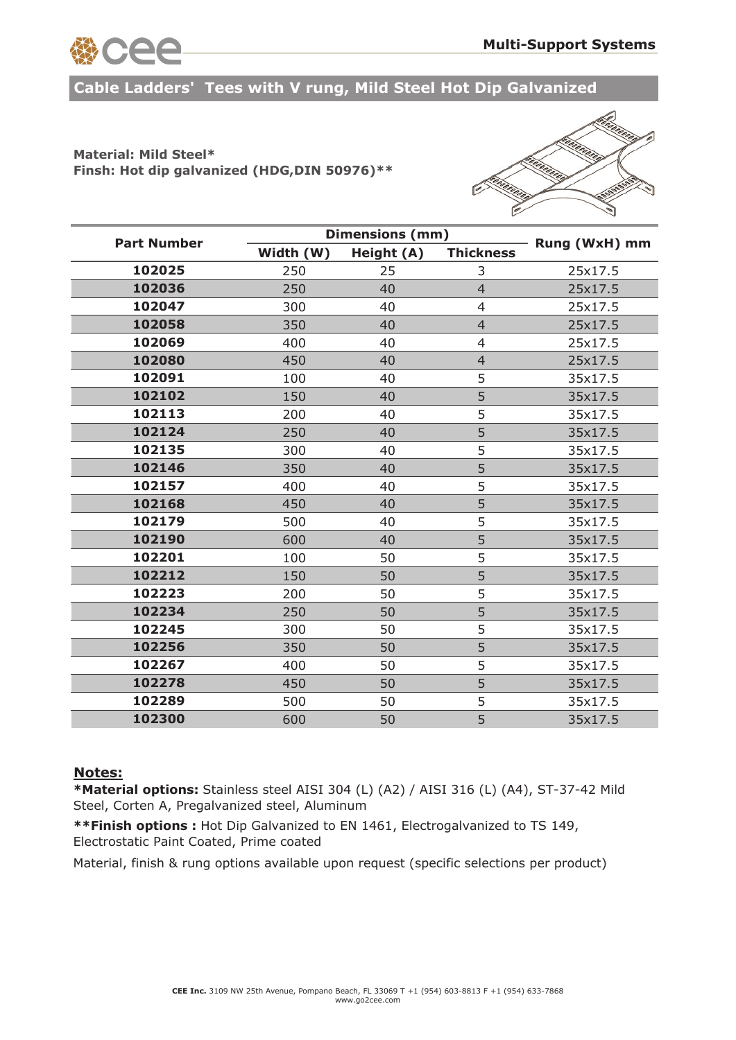# Cable Ladders' Tees with V rung, Mild Steel Hot Dip Galvanized

**Material: Mild Steel***
**Finsh: Hot dip galvanized (HDG,DIN 50976)****

| Part Number | Dimensions (mm) | | | Rung (WxH) mm |
|---|---|---|---|---|
| | Width (W) | Height (A) | Thickness | |
| **102025** | 250 | 25 | 3 | 25x17.5 |
| **102036** | 250 | 40 | 4 | 25x17.5 |
| **102047** | 300 | 40 | 4 | 25x17.5 |
| **102058** | 350 | 40 | 4 | 25x17.5 |
| **102069** | 400 | 40 | 4 | 25x17.5 |
| **102080** | 450 | 40 | 4 | 25x17.5 |
| **102091** | 100 | 40 | 5 | 35x17.5 |
| **102102** | 150 | 40 | 5 | 35x17.5 |
| **102113** | 200 | 40 | 5 | 35x17.5 |
| **102124** | 250 | 40 | 5 | 35x17.5 |
| **102135** | 300 | 40 | 5 | 35x17.5 |
| **102146** | 350 | 40 | 5 | 35x17.5 |
| **102157** | 400 | 40 | 5 | 35x17.5 |
| **102168** | 450 | 40 | 5 | 35x17.5 |
| **102179** | 500 | 40 | 5 | 35x17.5 |
| **102190** | 600 | 40 | 5 | 35x17.5 |
| **102201** | 100 | 50 | 5 | 35x17.5 |
| **102212** | 150 | 50 | 5 | 35x17.5 |
| **102223** | 200 | 50 | 5 | 35x17.5 |
| **102234** | 250 | 50 | 5 | 35x17.5 |
| **102245** | 300 | 50 | 5 | 35x17.5 |
| **102256** | 350 | 50 | 5 | 35x17.5 |
| **102267** | 400 | 50 | 5 | 35x17.5 |
| **102278** | 450 | 50 | 5 | 35x17.5 |
| **102289** | 500 | 50 | 5 | 35x17.5 |
| **102300** | 600 | 50 | 5 | 35x17.5 |

**Notes:**

***Material options:** Stainless steel AISI 304 (L) (A2) / AISI 316 (L) (A4), ST-37-42 Mild Steel, Corten A, Pregalvanized steel, Aluminum

****Finish options :** Hot Dip Galvanized to EN 1461, Electrogalvanized to TS 149, Electrostatic Paint Coated, Prime coated

Material, finish & rung options available upon request (specific selections per product)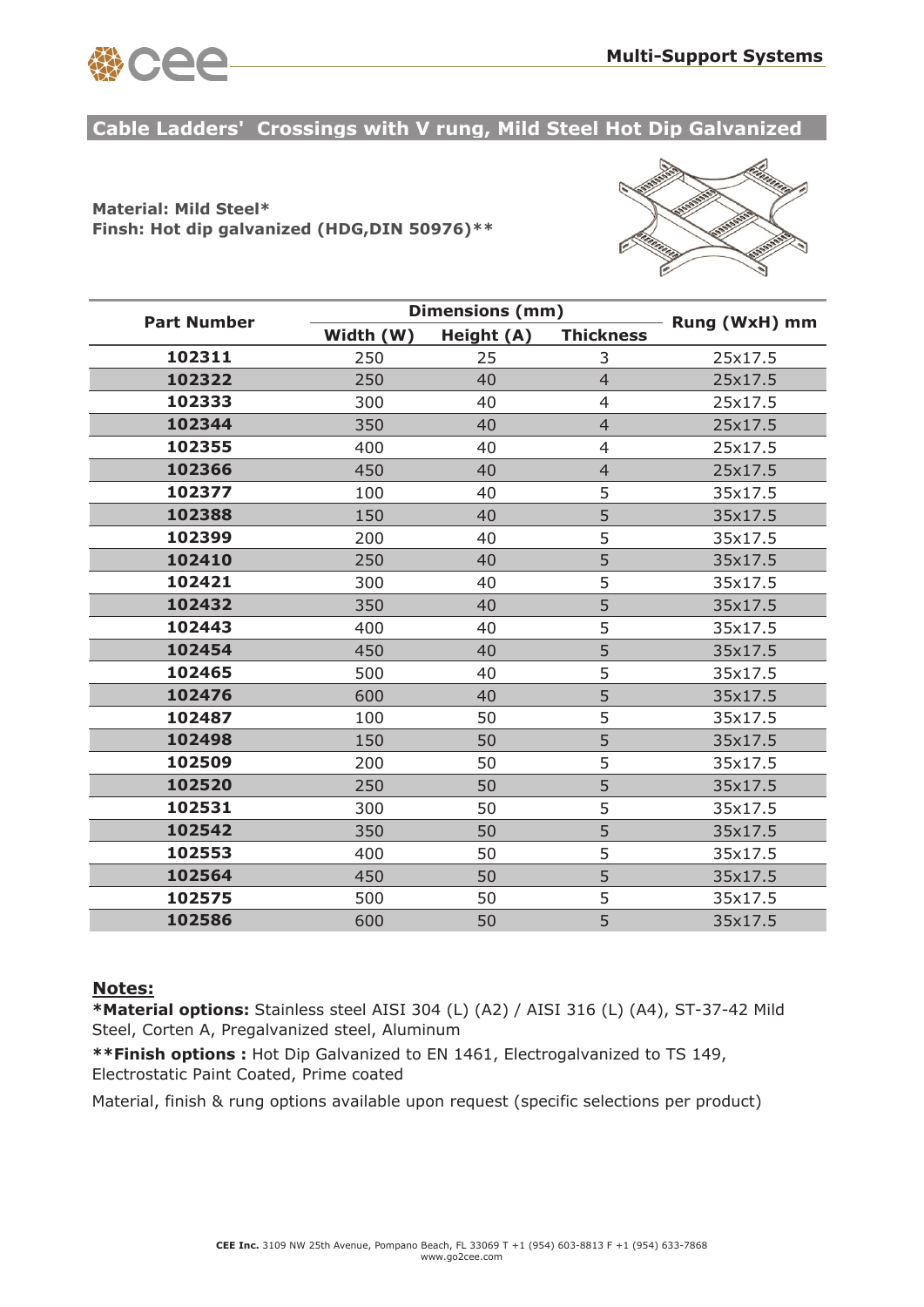## Cable Ladders' Crossings with V rung, Mild Steel Hot Dip Galvanized

**Material: Mild Steel***
**Finsh: Hot dip galvanized (HDG,DIN 50976)****

| Part Number | Dimensions (mm) | | | Rung (WxH) mm |
|---|---|---|---|---|
| | Width (W) | Height (A) | Thickness | |
| **102311** | 250 | 25 | 3 | 25x17.5 |
| **102322** | 250 | 40 | 4 | 25x17.5 |
| **102333** | 300 | 40 | 4 | 25x17.5 |
| **102344** | 350 | 40 | 4 | 25x17.5 |
| **102355** | 400 | 40 | 4 | 25x17.5 |
| **102366** | 450 | 40 | 4 | 25x17.5 |
| **102377** | 100 | 40 | 5 | 35x17.5 |
| **102388** | 150 | 40 | 5 | 35x17.5 |
| **102399** | 200 | 40 | 5 | 35x17.5 |
| **102410** | 250 | 40 | 5 | 35x17.5 |
| **102421** | 300 | 40 | 5 | 35x17.5 |
| **102432** | 350 | 40 | 5 | 35x17.5 |
| **102443** | 400 | 40 | 5 | 35x17.5 |
| **102454** | 450 | 40 | 5 | 35x17.5 |
| **102465** | 500 | 40 | 5 | 35x17.5 |
| **102476** | 600 | 40 | 5 | 35x17.5 |
| **102487** | 100 | 50 | 5 | 35x17.5 |
| **102498** | 150 | 50 | 5 | 35x17.5 |
| **102509** | 200 | 50 | 5 | 35x17.5 |
| **102520** | 250 | 50 | 5 | 35x17.5 |
| **102531** | 300 | 50 | 5 | 35x17.5 |
| **102542** | 350 | 50 | 5 | 35x17.5 |
| **102553** | 400 | 50 | 5 | 35x17.5 |
| **102564** | 450 | 50 | 5 | 35x17.5 |
| **102575** | 500 | 50 | 5 | 35x17.5 |
| **102586** | 600 | 50 | 5 | 35x17.5 |

**Notes:**

***Material options:** Stainless steel AISI 304 (L) (A2) / AISI 316 (L) (A4), ST-37-42 Mild Steel, Corten A, Pregalvanized steel, Aluminum

****Finish options :** Hot Dip Galvanized to EN 1461, Electrogalvanized to TS 149, Electrostatic Paint Coated, Prime coated

Material, finish & rung options available upon request (specific selections per product)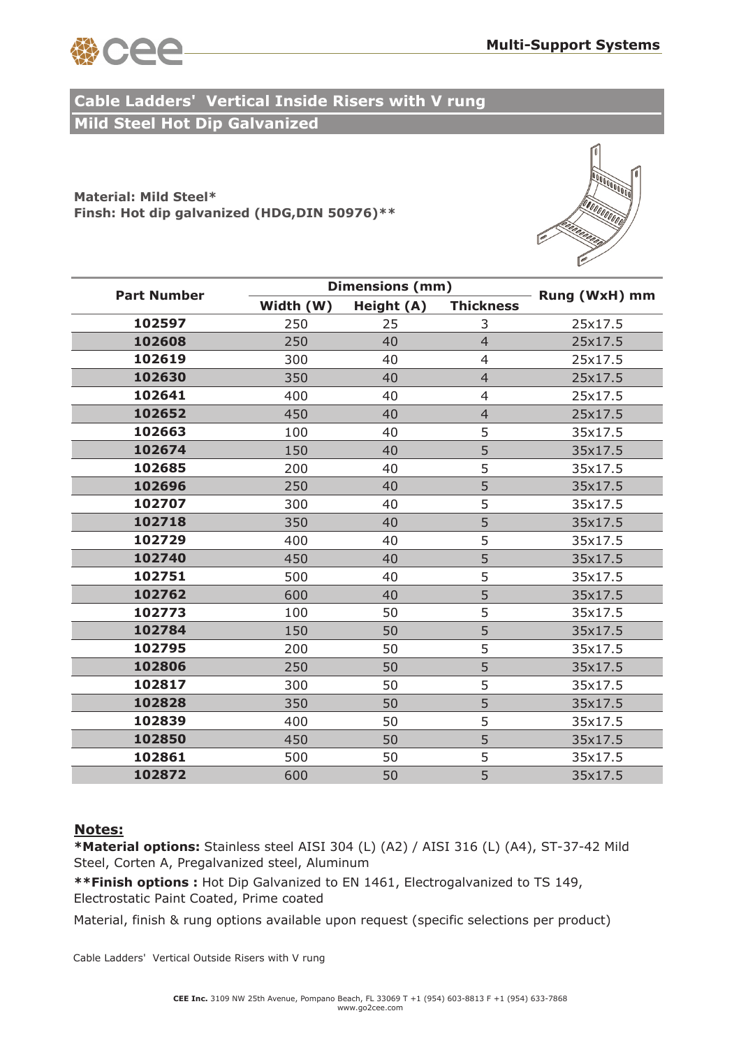## Cable Ladders' Vertical Inside Risers with V rung

## Mild Steel Hot Dip Galvanized

**Material: Mild Steel***
**Finsh: Hot dip galvanized (HDG,DIN 50976)****

| Part Number | Dimensions (mm) | | | Rung (WxH) mm |
|---|---|---|---|---|
| | Width (W) | Height (A) | Thickness | |
| **102597** | 250 | 25 | 3 | 25x17.5 |
| **102608** | 250 | 40 | 4 | 25x17.5 |
| **102619** | 300 | 40 | 4 | 25x17.5 |
| **102630** | 350 | 40 | 4 | 25x17.5 |
| **102641** | 400 | 40 | 4 | 25x17.5 |
| **102652** | 450 | 40 | 4 | 25x17.5 |
| **102663** | 100 | 40 | 5 | 35x17.5 |
| **102674** | 150 | 40 | 5 | 35x17.5 |
| **102685** | 200 | 40 | 5 | 35x17.5 |
| **102696** | 250 | 40 | 5 | 35x17.5 |
| **102707** | 300 | 40 | 5 | 35x17.5 |
| **102718** | 350 | 40 | 5 | 35x17.5 |
| **102729** | 400 | 40 | 5 | 35x17.5 |
| **102740** | 450 | 40 | 5 | 35x17.5 |
| **102751** | 500 | 40 | 5 | 35x17.5 |
| **102762** | 600 | 40 | 5 | 35x17.5 |
| **102773** | 100 | 50 | 5 | 35x17.5 |
| **102784** | 150 | 50 | 5 | 35x17.5 |
| **102795** | 200 | 50 | 5 | 35x17.5 |
| **102806** | 250 | 50 | 5 | 35x17.5 |
| **102817** | 300 | 50 | 5 | 35x17.5 |
| **102828** | 350 | 50 | 5 | 35x17.5 |
| **102839** | 400 | 50 | 5 | 35x17.5 |
| **102850** | 450 | 50 | 5 | 35x17.5 |
| **102861** | 500 | 50 | 5 | 35x17.5 |
| **102872** | 600 | 50 | 5 | 35x17.5 |

**Notes:**

***Material options:** Stainless steel AISI 304 (L) (A2) / AISI 316 (L) (A4), ST-37-42 Mild Steel, Corten A, Pregalvanized steel, Aluminum

****Finish options :** Hot Dip Galvanized to EN 1461, Electrogalvanized to TS 149, Electrostatic Paint Coated, Prime coated

Material, finish & rung options available upon request (specific selections per product)

Cable Ladders' Vertical Outside Risers with V rung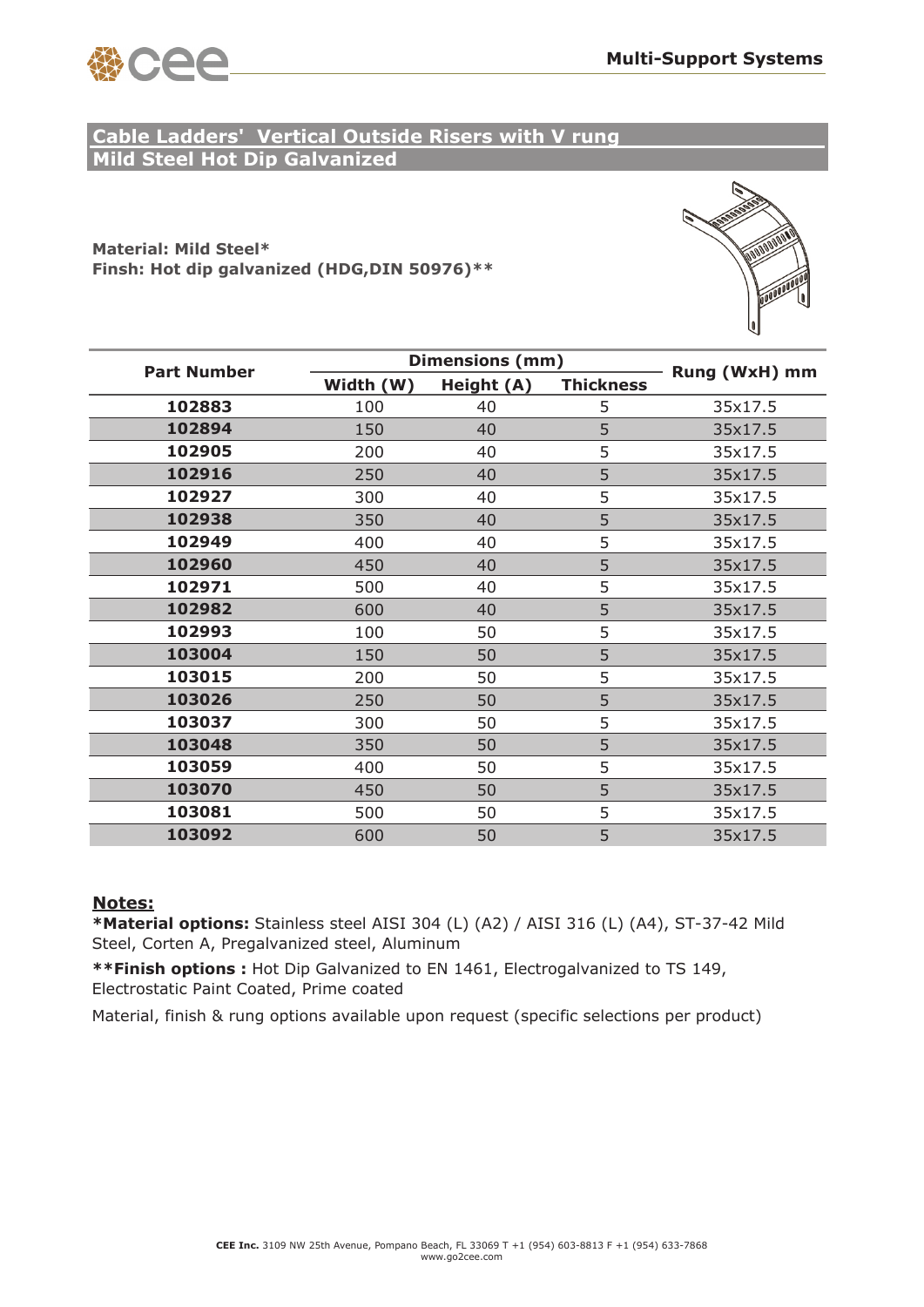## Cable Ladders' Vertical Outside Risers with V rung
## Mild Steel Hot Dip Galvanized

**Material: Mild Steel***
**Finsh: Hot dip galvanized (HDG,DIN 50976)****

| Part Number | Dimensions (mm) | | | Rung (WxH) mm |
|---|---|---|---|---|
| | Width (W) | Height (A) | Thickness | |
| **102883** | 100 | 40 | 5 | 35x17.5 |
| **102894** | 150 | 40 | 5 | 35x17.5 |
| **102905** | 200 | 40 | 5 | 35x17.5 |
| **102916** | 250 | 40 | 5 | 35x17.5 |
| **102927** | 300 | 40 | 5 | 35x17.5 |
| **102938** | 350 | 40 | 5 | 35x17.5 |
| **102949** | 400 | 40 | 5 | 35x17.5 |
| **102960** | 450 | 40 | 5 | 35x17.5 |
| **102971** | 500 | 40 | 5 | 35x17.5 |
| **102982** | 600 | 40 | 5 | 35x17.5 |
| **102993** | 100 | 50 | 5 | 35x17.5 |
| **103004** | 150 | 50 | 5 | 35x17.5 |
| **103015** | 200 | 50 | 5 | 35x17.5 |
| **103026** | 250 | 50 | 5 | 35x17.5 |
| **103037** | 300 | 50 | 5 | 35x17.5 |
| **103048** | 350 | 50 | 5 | 35x17.5 |
| **103059** | 400 | 50 | 5 | 35x17.5 |
| **103070** | 450 | 50 | 5 | 35x17.5 |
| **103081** | 500 | 50 | 5 | 35x17.5 |
| **103092** | 600 | 50 | 5 | 35x17.5 |

**Notes:**

***Material options:** Stainless steel AISI 304 (L) (A2) / AISI 316 (L) (A4), ST-37-42 Mild Steel, Corten A, Pregalvanized steel, Aluminum

****Finish options :** Hot Dip Galvanized to EN 1461, Electrogalvanized to TS 149, Electrostatic Paint Coated, Prime coated

Material, finish & rung options available upon request (specific selections per product)

**CEE Inc.** 3109 NW 25th Avenue, Pompano Beach, FL 33069 T +1 (954) 603-8813 F +1 (954) 633-7868
www.go2cee.com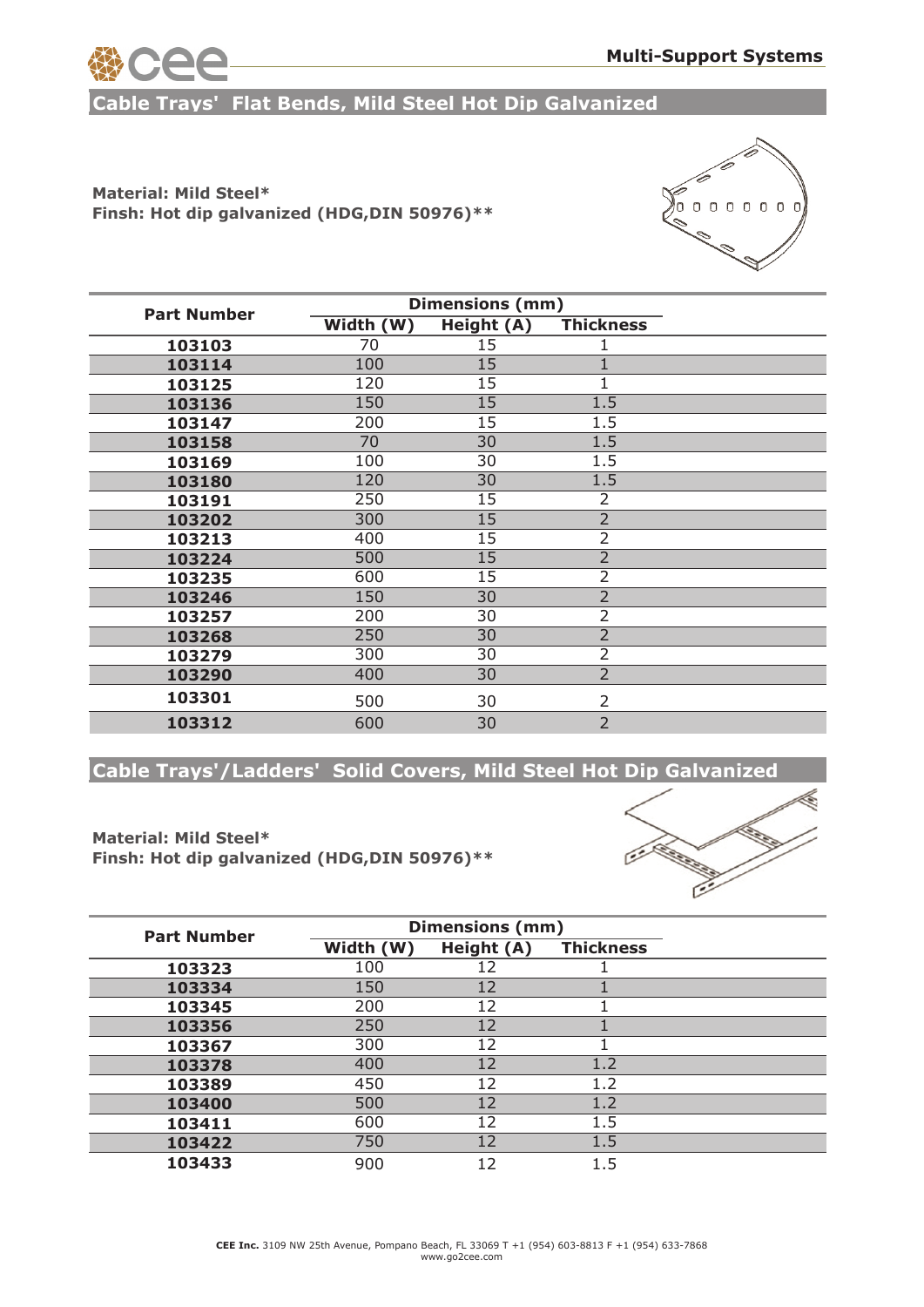## Cable Trays' Flat Bends, Mild Steel Hot Dip Galvanized

**Material: Mild Steel***
**Finsh: Hot dip galvanized (HDG,DIN 50976)****

| Part Number | Dimensions (mm) | | |
|---|---|---|---|
| | Width (W) | Height (A) | Thickness |
| 103103 | 70 | 15 | 1 |
| 103114 | 100 | 15 | 1 |
| 103125 | 120 | 15 | 1 |
| 103136 | 150 | 15 | 1.5 |
| 103147 | 200 | 15 | 1.5 |
| 103158 | 70 | 30 | 1.5 |
| 103169 | 100 | 30 | 1.5 |
| 103180 | 120 | 30 | 1.5 |
| 103191 | 250 | 15 | 2 |
| 103202 | 300 | 15 | 2 |
| 103213 | 400 | 15 | 2 |
| 103224 | 500 | 15 | 2 |
| 103235 | 600 | 15 | 2 |
| 103246 | 150 | 30 | 2 |
| 103257 | 200 | 30 | 2 |
| 103268 | 250 | 30 | 2 |
| 103279 | 300 | 30 | 2 |
| 103290 | 400 | 30 | 2 |
| 103301 | 500 | 30 | 2 |
| 103312 | 600 | 30 | 2 |

## Cable Trays'/Ladders' Solid Covers, Mild Steel Hot Dip Galvanized

**Material: Mild Steel***
**Finsh: Hot dip galvanized (HDG,DIN 50976)****

| Part Number | Dimensions (mm) | | |
|---|---|---|---|
| | Width (W) | Height (A) | Thickness |
| 103323 | 100 | 12 | 1 |
| 103334 | 150 | 12 | 1 |
| 103345 | 200 | 12 | 1 |
| 103356 | 250 | 12 | 1 |
| 103367 | 300 | 12 | 1 |
| 103378 | 400 | 12 | 1.2 |
| 103389 | 450 | 12 | 1.2 |
| 103400 | 500 | 12 | 1.2 |
| 103411 | 600 | 12 | 1.5 |
| 103422 | 750 | 12 | 1.5 |
| 103433 | 900 | 12 | 1.5 |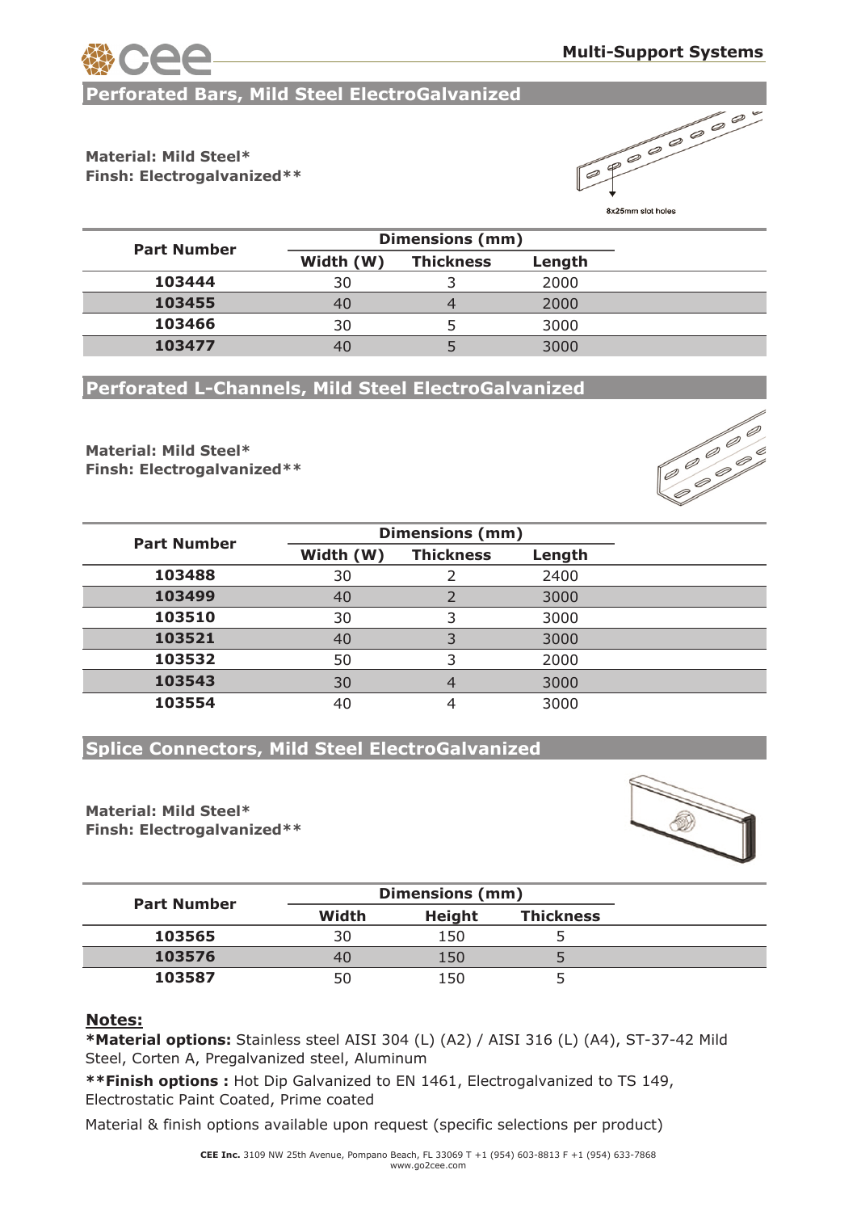## Perforated Bars, Mild Steel ElectroGalvanized

**Material: Mild Steel***
**Finsh: Electrogalvanized****

8x25mm slot holes

| Part Number | Dimensions (mm) | | |
|---|---|---|---|
| | Width (W) | Thickness | Length |
| **103444** | 30 | 3 | 2000 |
| **103455** | 40 | 4 | 2000 |
| **103466** | 30 | 5 | 3000 |
| **103477** | 40 | 5 | 3000 |

## Perforated L-Channels, Mild Steel ElectroGalvanized

**Material: Mild Steel***
**Finsh: Electrogalvanized****

| Part Number | Dimensions (mm) | | |
|---|---|---|---|
| | Width (W) | Thickness | Length |
| **103488** | 30 | 2 | 2400 |
| **103499** | 40 | 2 | 3000 |
| **103510** | 30 | 3 | 3000 |
| **103521** | 40 | 3 | 3000 |
| **103532** | 50 | 3 | 2000 |
| **103543** | 30 | 4 | 3000 |
| **103554** | 40 | 4 | 3000 |

## Splice Connectors, Mild Steel ElectroGalvanized

**Material: Mild Steel***
**Finsh: Electrogalvanized****

| Part Number | Dimensions (mm) | | |
|---|---|---|---|
| | Width | Height | Thickness |
| **103565** | 30 | 150 | 5 |
| **103576** | 40 | 150 | 5 |
| **103587** | 50 | 150 | 5 |

**Notes:**

***Material options:** Stainless steel AISI 304 (L) (A2) / AISI 316 (L) (A4), ST-37-42 Mild Steel, Corten A, Pregalvanized steel, Aluminum

****Finish options :** Hot Dip Galvanized to EN 1461, Electrogalvanized to TS 149, Electrostatic Paint Coated, Prime coated

Material & finish options available upon request (specific selections per product)